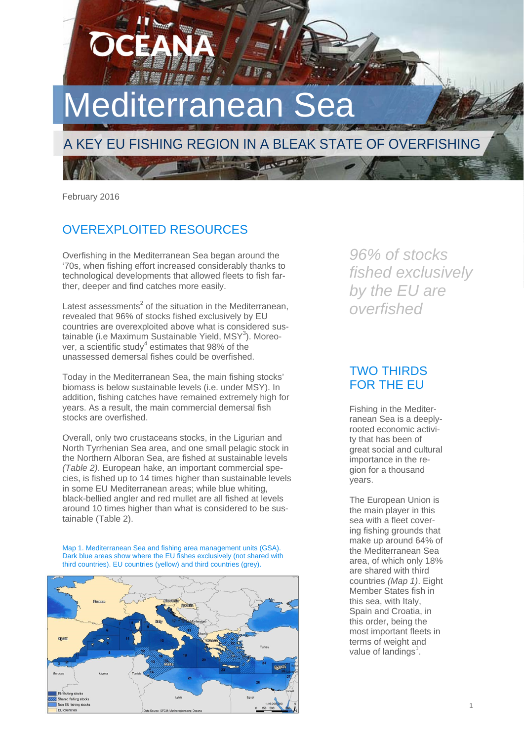OCEANA

# Mediterranean Sea

## A KEY EU FISHING REGION IN A BLEAK STATE OF OVERFISHING

February 2016

## OVEREXPLOITED RESOURCES

Overfishing in the Mediterranean Sea began around the '70s, when fishing effort increased considerably thanks to technological developments that allowed fleets to fish farther, deeper and find catches more easily.

Latest assessments[2] of the situation in the Mediterranean, revealed that 96% of stocks fished exclusively by EU countries are overexploited above what is considered sustainable (i.e Maximum Sustainable Yield, MSY[3]). Moreover, a scientific study[4] estimates that 98% of the unassessed demersal fishes could be overfished.

Today in the Mediterranean Sea, the main fishing stocks' biomass is below sustainable levels (i.e. under MSY). In addition, fishing catches have remained extremely high for years. As a result, the main commercial demersal fish stocks are overfished.

Overall, only two crustaceans stocks, in the Ligurian and North Tyrrhenian Sea area, and one small pelagic stock in the Northern Alboran Sea, are fished at sustainable levels *(Table 2)*. European hake, an important commercial species, is fished up to 14 times higher than sustainable levels in some EU Mediterranean areas; while blue whiting, black-bellied angler and red mullet are all fished at levels around 10 times higher than what is considered to be sustainable (Table 2).

Map 1. Mediterranean Sea and fishing area management units (GSA). Dark blue areas show where the EU fishes exclusively (not shared with third countries). EU countries (yellow) and third countries (grey).

*96% of stocks fished exclusively by the EU are overfished*

## TWO THIRDS FOR THE EU

Fishing in the Mediterranean Sea is a deeply-rooted economic activity that has been of great social and cultural importance in the region for a thousand years.

The European Union is the main player in this sea with a fleet covering fishing grounds that make up around 64% of the Mediterranean Sea area, of which only 18% are shared with third countries *(Map 1)*. Eight Member States fish in this sea, with Italy, Spain and Croatia, in this order, being the most important fleets in terms of weight and value of landings[1].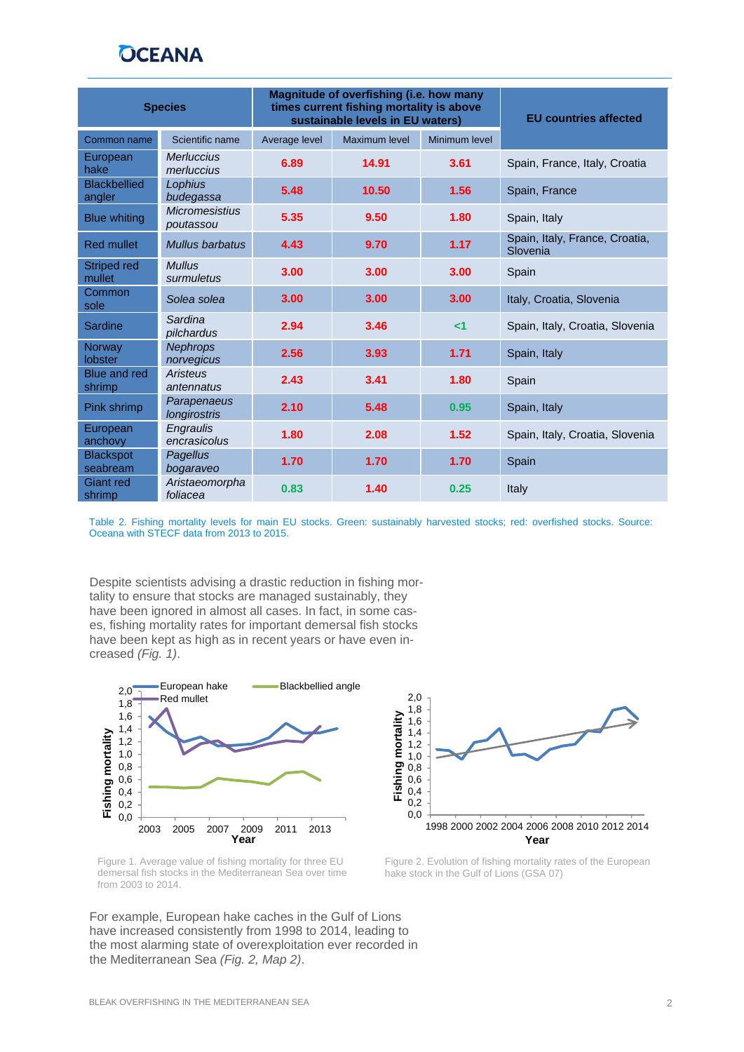| Species | | Magnitude of overfishing (i.e. how many times current fishing mortality is above sustainable levels in EU waters) | | | EU countries affected |
|---|---|---|---|---|---|
| Common name | Scientific name | Average level | Maximum level | Minimum level | |
| European hake | *Merluccius merluccius* | 6.89 | 14.91 | 3.61 | Spain, France, Italy, Croatia |
| Blackbellied angler | *Lophius budegassa* | 5.48 | 10.50 | 1.56 | Spain, France |
| Blue whiting | *Micromesistius poutassou* | 5.35 | 9.50 | 1.80 | Spain, Italy |
| Red mullet | *Mullus barbatus* | 4.43 | 9.70 | 1.17 | Spain, Italy, France, Croatia, Slovenia |
| Striped red mullet | *Mullus surmuletus* | 3.00 | 3.00 | 3.00 | Spain |
| Common sole | *Solea solea* | 3.00 | 3.00 | 3.00 | Italy, Croatia, Slovenia |
| Sardine | *Sardina pilchardus* | 2.94 | 3.46 | <1 | Spain, Italy, Croatia, Slovenia |
| Norway lobster | *Nephrops norvegicus* | 2.56 | 3.93 | 1.71 | Spain, Italy |
| Blue and red shrimp | *Aristeus antennatus* | 2.43 | 3.41 | 1.80 | Spain |
| Pink shrimp | *Parapenaeus longirostris* | 2.10 | 5.48 | 0.95 | Spain, Italy |
| European anchovy | *Engraulis encrasicolus* | 1.80 | 2.08 | 1.52 | Spain, Italy, Croatia, Slovenia |
| Blackspot seabream | *Pagellus bogaraveo* | 1.70 | 1.70 | 1.70 | Spain |
| Giant red shrimp | *Aristaeomorpha foliacea* | 0.83 | 1.40 | 0.25 | Italy |

Table 2. Fishing mortality levels for main EU stocks. Green: sustainably harvested stocks; red: overfished stocks. Source: Oceana with STECF data from 2013 to 2015.

Despite scientists advising a drastic reduction in fishing mortality to ensure that stocks are managed sustainably, they have been ignored in almost all cases. In fact, in some cases, fishing mortality rates for important demersal fish stocks have been kept as high as in recent years or have even increased *(Fig. 1)*.

Figure 1. Average value of fishing mortality for three EU demersal fish stocks in the Mediterranean Sea over time from 2003 to 2014.

Figure 2. Evolution of fishing mortality rates of the European hake stock in the Gulf of Lions (GSA 07)

For example, European hake caches in the Gulf of Lions have increased consistently from 1998 to 2014, leading to the most alarming state of overexploitation ever recorded in the Mediterranean Sea *(Fig. 2, Map 2)*.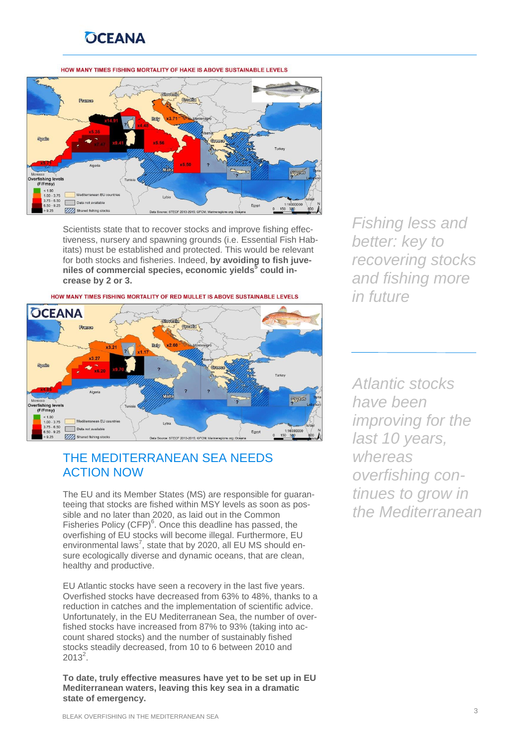HOW MANY TIMES FISHING MORTALITY OF HAKE IS ABOVE SUSTAINABLE LEVELS

Scientists state that to recover stocks and improve fishing effectiveness, nursery and spawning grounds (i.e. Essential Fish Habitats) must be established and protected. This would be relevant for both stocks and fisheries. Indeed, **by avoiding to fish juveniles of commercial species, economic yields[5] could increase by 2 or 3.**

HOW MANY TIMES FISHING MORTALITY OF RED MULLET IS ABOVE SUSTAINABLE LEVELS

*Fishing less and better: key to recovering stocks and fishing more in future*

## THE MEDITERRANEAN SEA NEEDS ACTION NOW

The EU and its Member States (MS) are responsible for guaranteeing that stocks are fished within MSY levels as soon as possible and no later than 2020, as laid out in the Common Fisheries Policy (CFP)[6]. Once this deadline has passed, the overfishing of EU stocks will become illegal. Furthermore, EU environmental laws[7], state that by 2020, all EU MS should ensure ecologically diverse and dynamic oceans, that are clean, healthy and productive.

EU Atlantic stocks have seen a recovery in the last five years. Overfished stocks have decreased from 63% to 48%, thanks to a reduction in catches and the implementation of scientific advice. Unfortunately, in the EU Mediterranean Sea, the number of overfished stocks have increased from 87% to 93% (taking into account shared stocks) and the number of sustainably fished stocks steadily decreased, from 10 to 6 between 2010 and 2013[2].

*Atlantic stocks have been improving for the last 10 years, whereas overfishing continues to grow in the Mediterranean*

**To date, truly effective measures have yet to be set up in EU Mediterranean waters, leaving this key sea in a dramatic state of emergency.**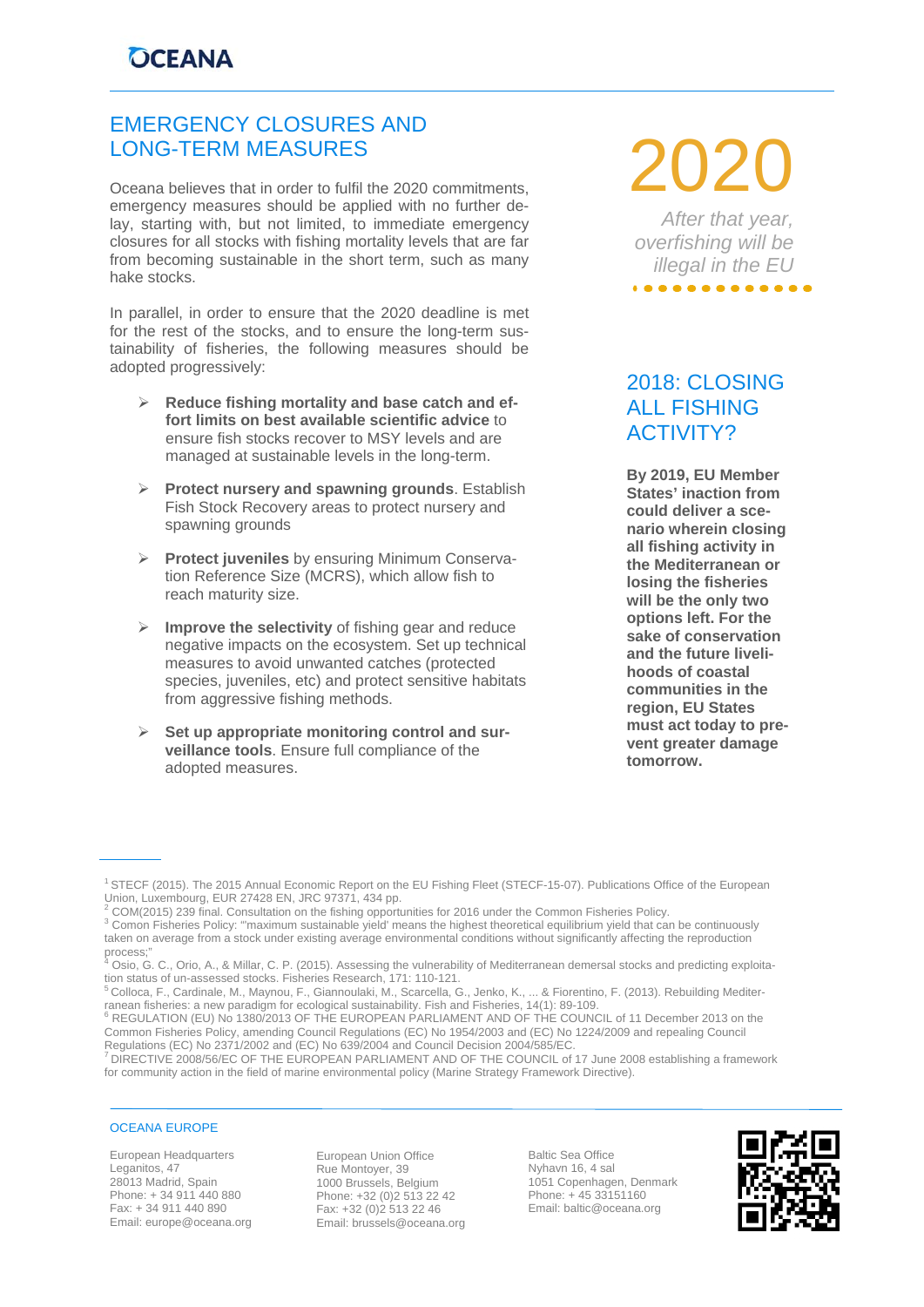## EMERGENCY CLOSURES AND LONG-TERM MEASURES

Oceana believes that in order to fulfil the 2020 commitments, emergency measures should be applied with no further delay, starting with, but not limited, to immediate emergency closures for all stocks with fishing mortality levels that are far from becoming sustainable in the short term, such as many hake stocks.

In parallel, in order to ensure that the 2020 deadline is met for the rest of the stocks, and to ensure the long-term sustainability of fisheries, the following measures should be adopted progressively:

- **Reduce fishing mortality and base catch and effort limits on best available scientific advice** to ensure fish stocks recover to MSY levels and are managed at sustainable levels in the long-term.
- **Protect nursery and spawning grounds**. Establish Fish Stock Recovery areas to protect nursery and spawning grounds
- **Protect juveniles** by ensuring Minimum Conservation Reference Size (MCRS), which allow fish to reach maturity size.
- **Improve the selectivity** of fishing gear and reduce negative impacts on the ecosystem. Set up technical measures to avoid unwanted catches (protected species, juveniles, etc) and protect sensitive habitats from aggressive fishing methods.
- **Set up appropriate monitoring control and surveillance tools**. Ensure full compliance of the adopted measures.

2020

*After that year, overfishing will be illegal in the EU*

## 2018: CLOSING ALL FISHING ACTIVITY?

**By 2019, EU Member States' inaction from could deliver a scenario wherein closing all fishing activity in the Mediterranean or losing the fisheries will be the only two options left. For the sake of conservation and the future livelihoods of coastal communities in the region, EU States must act today to prevent greater damage tomorrow.**

---

[1] STECF (2015). The 2015 Annual Economic Report on the EU Fishing Fleet (STECF-15-07). Publications Office of the European Union, Luxembourg, EUR 27428 EN, JRC 97371, 434 pp.

[2] COM(2015) 239 final. Consultation on the fishing opportunities for 2016 under the Common Fisheries Policy.

[3] Comon Fisheries Policy: "'maximum sustainable yield' means the highest theoretical equilibrium yield that can be continuously taken on average from a stock under existing average environmental conditions without significantly affecting the reproduction process;"

[4] Osio, G. C., Orio, A., & Millar, C. P. (2015). Assessing the vulnerability of Mediterranean demersal stocks and predicting exploitation status of un-assessed stocks. Fisheries Research, 171: 110-121.

[5] Colloca, F., Cardinale, M., Maynou, F., Giannoulaki, M., Scarcella, G., Jenko, K., ... & Fiorentino, F. (2013). Rebuilding Mediterranean fisheries: a new paradigm for ecological sustainability. Fish and Fisheries, 14(1): 89-109.

[6] REGULATION (EU) No 1380/2013 OF THE EUROPEAN PARLIAMENT AND OF THE COUNCIL of 11 December 2013 on the Common Fisheries Policy, amending Council Regulations (EC) No 1954/2003 and (EC) No 1224/2009 and repealing Council Regulations (EC) No 2371/2002 and (EC) No 639/2004 and Council Decision 2004/585/EC.

[7] DIRECTIVE 2008/56/EC OF THE EUROPEAN PARLIAMENT AND OF THE COUNCIL of 17 June 2008 establishing a framework for community action in the field of marine environmental policy (Marine Strategy Framework Directive).

OCEANA EUROPE

European Headquarters
Leganitos, 47
28013 Madrid, Spain
Phone: + 34 911 440 880
Fax: + 34 911 440 890
Email: europe@oceana.org

European Union Office
Rue Montoyer, 39
1000 Brussels, Belgium
Phone: +32 (0)2 513 22 42
Fax: +32 (0)2 513 22 46
Email: brussels@oceana.org

Baltic Sea Office
Nyhavn 16, 4 sal
1051 Copenhagen, Denmark
Phone: + 45 33151160
Email: baltic@oceana.org